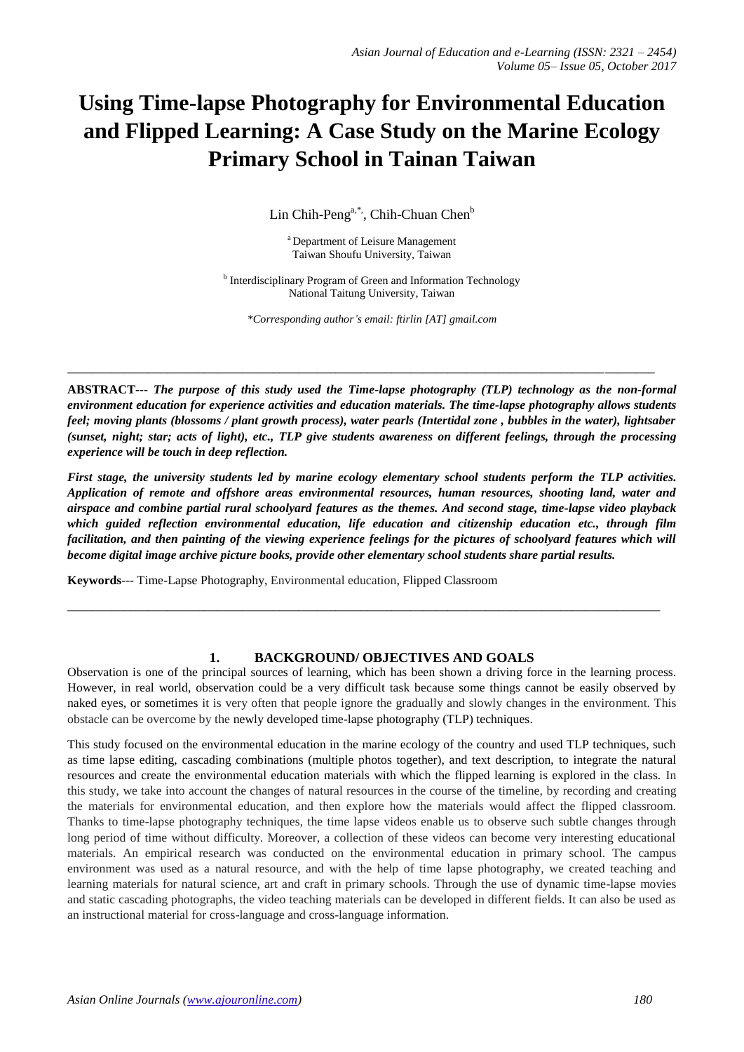# Using Time-lapse Photography for Environmental Education and Flipped Learning: A Case Study on the Marine Ecology Primary School in Tainan Taiwan

Lin Chih-Peng[a,*], Chih-Chuan Chen[b]

[a] Department of Leisure Management
Taiwan Shoufu University, Taiwan

[b] Interdisciplinary Program of Green and Information Technology
National Taitung University, Taiwan

*\*Corresponding author's email: ftirlin [AT] gmail.com*

---

**ABSTRACT---** ***The purpose of this study used the Time-lapse photography (TLP) technology as the non-formal environment education for experience activities and education materials. The time-lapse photography allows students feel; moving plants (blossoms / plant growth process), water pearls (Intertidal zone , bubbles in the water), lightsaber (sunset, night; star; acts of light), etc., TLP give students awareness on different feelings, through the processing experience will be touch in deep reflection.***

***First stage, the university students led by marine ecology elementary school students perform the TLP activities. Application of remote and offshore areas environmental resources, human resources, shooting land, water and airspace and combine partial rural schoolyard features as the themes. And second stage, time-lapse video playback which guided reflection environmental education, life education and citizenship education etc., through film facilitation, and then painting of the viewing experience feelings for the pictures of schoolyard features which will become digital image archive picture books, provide other elementary school students share partial results.***

**Keywords**--- Time-Lapse Photography, Environmental education, Flipped Classroom

---

## 1. BACKGROUND/ OBJECTIVES AND GOALS

Observation is one of the principal sources of learning, which has been shown a driving force in the learning process. However, in real world, observation could be a very difficult task because some things cannot be easily observed by naked eyes, or sometimes it is very often that people ignore the gradually and slowly changes in the environment. This obstacle can be overcome by the newly developed time-lapse photography (TLP) techniques.

This study focused on the environmental education in the marine ecology of the country and used TLP techniques, such as time lapse editing, cascading combinations (multiple photos together), and text description, to integrate the natural resources and create the environmental education materials with which the flipped learning is explored in the class. In this study, we take into account the changes of natural resources in the course of the timeline, by recording and creating the materials for environmental education, and then explore how the materials would affect the flipped classroom. Thanks to time-lapse photography techniques, the time lapse videos enable us to observe such subtle changes through long period of time without difficulty. Moreover, a collection of these videos can become very interesting educational materials. An empirical research was conducted on the environmental education in primary school. The campus environment was used as a natural resource, and with the help of time lapse photography, we created teaching and learning materials for natural science, art and craft in primary schools. Through the use of dynamic time-lapse movies and static cascading photographs, the video teaching materials can be developed in different fields. It can also be used as an instructional material for cross-language and cross-language information.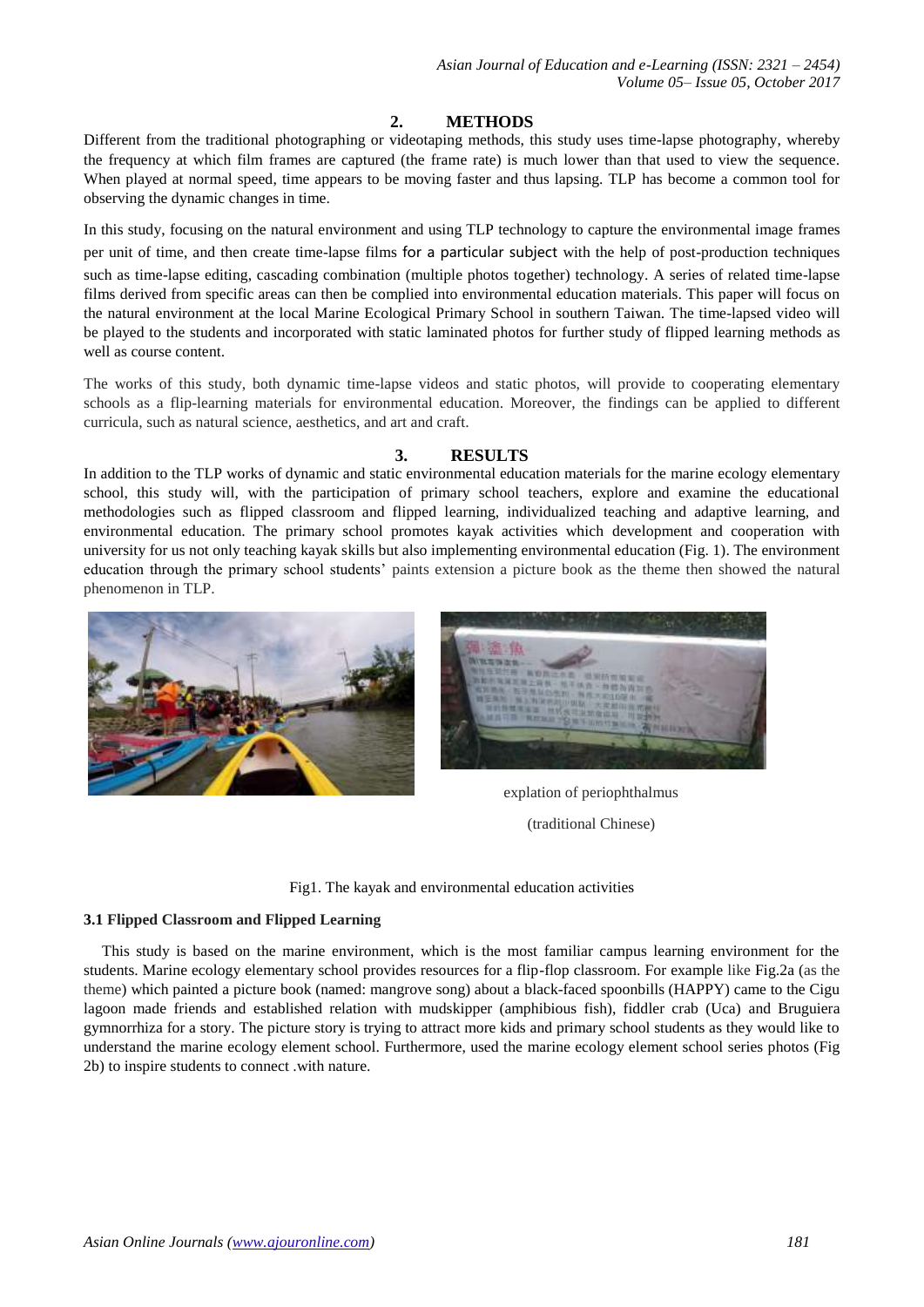## 2. METHODS

Different from the traditional photographing or videotaping methods, this study uses time-lapse photography, whereby the frequency at which film frames are captured (the frame rate) is much lower than that used to view the sequence. When played at normal speed, time appears to be moving faster and thus lapsing. TLP has become a common tool for observing the dynamic changes in time.

In this study, focusing on the natural environment and using TLP technology to capture the environmental image frames per unit of time, and then create time-lapse films for a particular subject with the help of post-production techniques such as time-lapse editing, cascading combination (multiple photos together) technology. A series of related time-lapse films derived from specific areas can then be complied into environmental education materials. This paper will focus on the natural environment at the local Marine Ecological Primary School in southern Taiwan. The time-lapsed video will be played to the students and incorporated with static laminated photos for further study of flipped learning methods as well as course content.

The works of this study, both dynamic time-lapse videos and static photos, will provide to cooperating elementary schools as a flip-learning materials for environmental education. Moreover, the findings can be applied to different curricula, such as natural science, aesthetics, and art and craft.

## 3. RESULTS

In addition to the TLP works of dynamic and static environmental education materials for the marine ecology elementary school, this study will, with the participation of primary school teachers, explore and examine the educational methodologies such as flipped classroom and flipped learning, individualized teaching and adaptive learning, and environmental education. The primary school promotes kayak activities which development and cooperation with university for us not only teaching kayak skills but also implementing environmental education (Fig. 1). The environment education through the primary school students' paints extension a picture book as the theme then showed the natural phenomenon in TLP.

explation of periophthalmus

(traditional Chinese)

Fig1. The kayak and environmental education activities

### 3.1 Flipped Classroom and Flipped Learning

This study is based on the marine environment, which is the most familiar campus learning environment for the students. Marine ecology elementary school provides resources for a flip-flop classroom. For example like Fig.2a (as the theme) which painted a picture book (named: mangrove song) about a black-faced spoonbills (HAPPY) came to the Cigu lagoon made friends and established relation with mudskipper (amphibious fish), fiddler crab (Uca) and Bruguiera gymnorrhiza for a story. The picture story is trying to attract more kids and primary school students as they would like to understand the marine ecology element school. Furthermore, used the marine ecology element school series photos (Fig 2b) to inspire students to connect .with nature.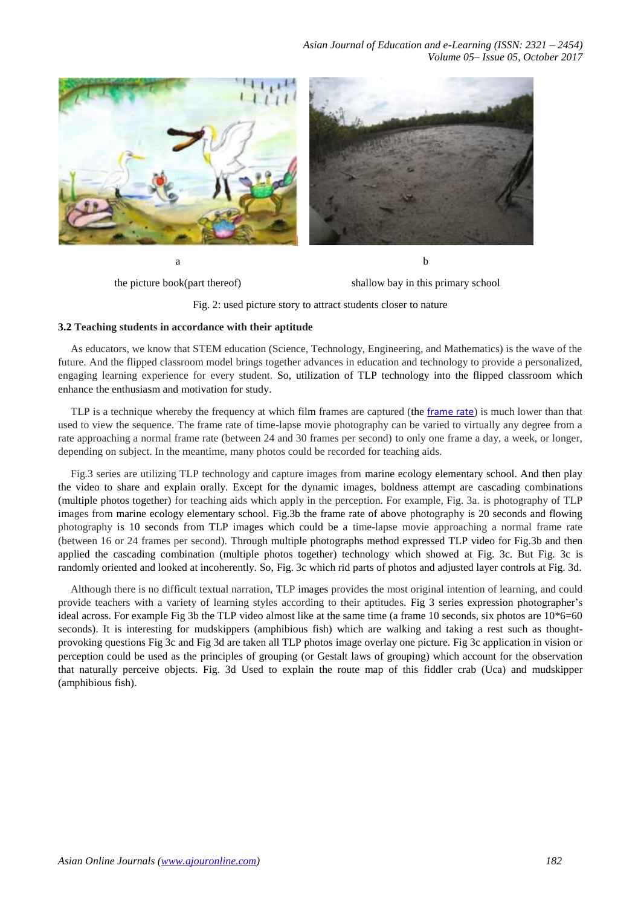a

the picture book(part thereof)

b

shallow bay in this primary school

Fig. 2: used picture story to attract students closer to nature

### 3.2 Teaching students in accordance with their aptitude

As educators, we know that STEM education (Science, Technology, Engineering, and Mathematics) is the wave of the future. And the flipped classroom model brings together advances in education and technology to provide a personalized, engaging learning experience for every student. So, utilization of TLP technology into the flipped classroom which enhance the enthusiasm and motivation for study.

TLP is a technique whereby the frequency at which film frames are captured (the frame rate) is much lower than that used to view the sequence. The frame rate of time-lapse movie photography can be varied to virtually any degree from a rate approaching a normal frame rate (between 24 and 30 frames per second) to only one frame a day, a week, or longer, depending on subject. In the meantime, many photos could be recorded for teaching aids.

Fig.3 series are utilizing TLP technology and capture images from marine ecology elementary school. And then play the video to share and explain orally. Except for the dynamic images, boldness attempt are cascading combinations (multiple photos together) for teaching aids which apply in the perception. For example, Fig. 3a. is photography of TLP images from marine ecology elementary school. Fig.3b the frame rate of above photography is 20 seconds and flowing photography is 10 seconds from TLP images which could be a time-lapse movie approaching a normal frame rate (between 16 or 24 frames per second). Through multiple photographs method expressed TLP video for Fig.3b and then applied the cascading combination (multiple photos together) technology which showed at Fig. 3c. But Fig. 3c is randomly oriented and looked at incoherently. So, Fig. 3c which rid parts of photos and adjusted layer controls at Fig. 3d.

Although there is no difficult textual narration, TLP images provides the most original intention of learning, and could provide teachers with a variety of learning styles according to their aptitudes. Fig 3 series expression photographer's ideal across. For example Fig 3b the TLP video almost like at the same time (a frame 10 seconds, six photos are 10*6=60 seconds). It is interesting for mudskippers (amphibious fish) which are walking and taking a rest such as thought-provoking questions Fig 3c and Fig 3d are taken all TLP photos image overlay one picture. Fig 3c application in vision or perception could be used as the principles of grouping (or Gestalt laws of grouping) which account for the observation that naturally perceive objects. Fig. 3d Used to explain the route map of this fiddler crab (Uca) and mudskipper (amphibious fish).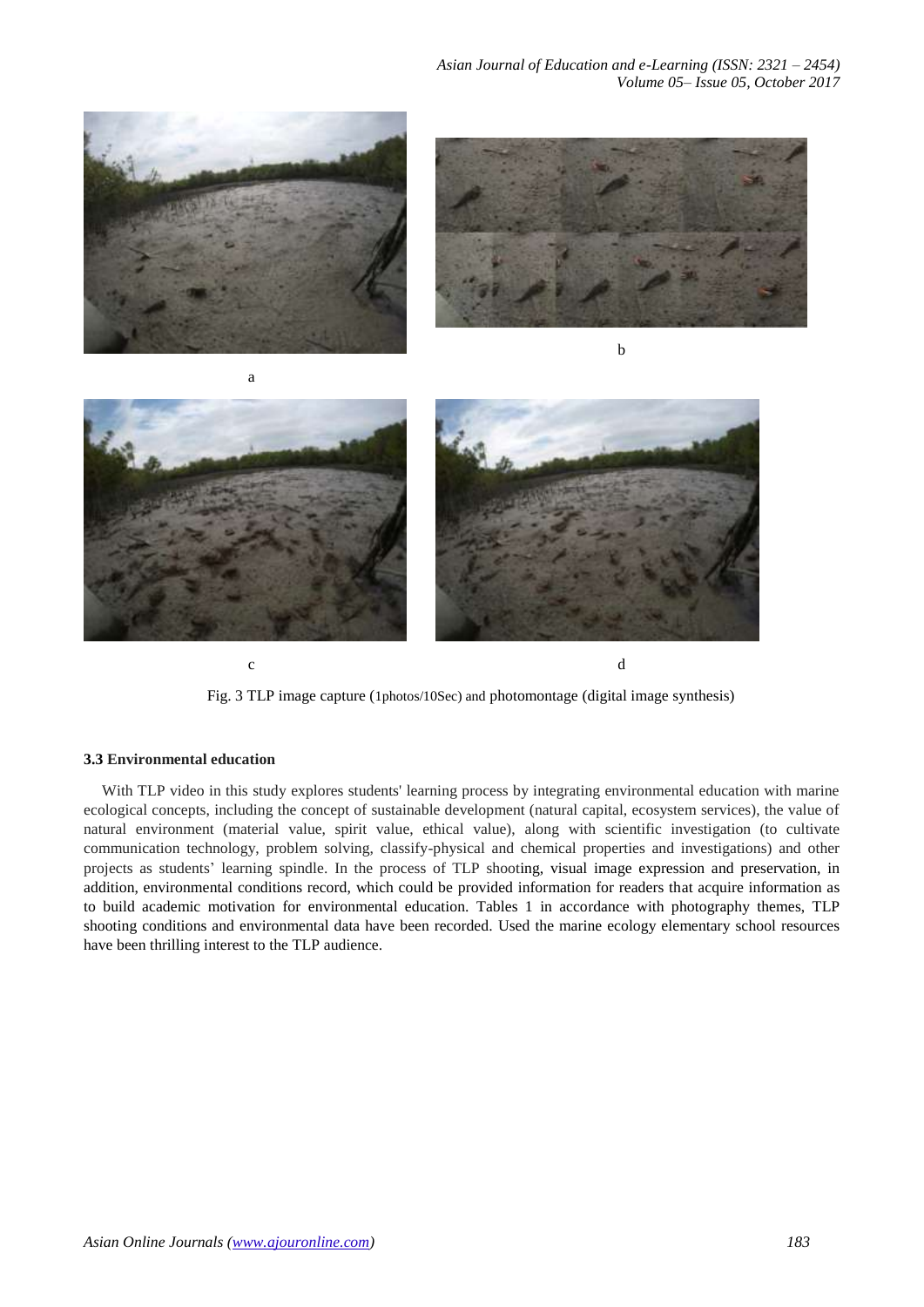a

b

c

d

Fig. 3 TLP image capture (1photos/10Sec) and photomontage (digital image synthesis)

### 3.3 Environmental education

With TLP video in this study explores students' learning process by integrating environmental education with marine ecological concepts, including the concept of sustainable development (natural capital, ecosystem services), the value of natural environment (material value, spirit value, ethical value), along with scientific investigation (to cultivate communication technology, problem solving, classify-physical and chemical properties and investigations) and other projects as students' learning spindle. In the process of TLP shooting, visual image expression and preservation, in addition, environmental conditions record, which could be provided information for readers that acquire information as to build academic motivation for environmental education. Tables 1 in accordance with photography themes, TLP shooting conditions and environmental data have been recorded. Used the marine ecology elementary school resources have been thrilling interest to the TLP audience.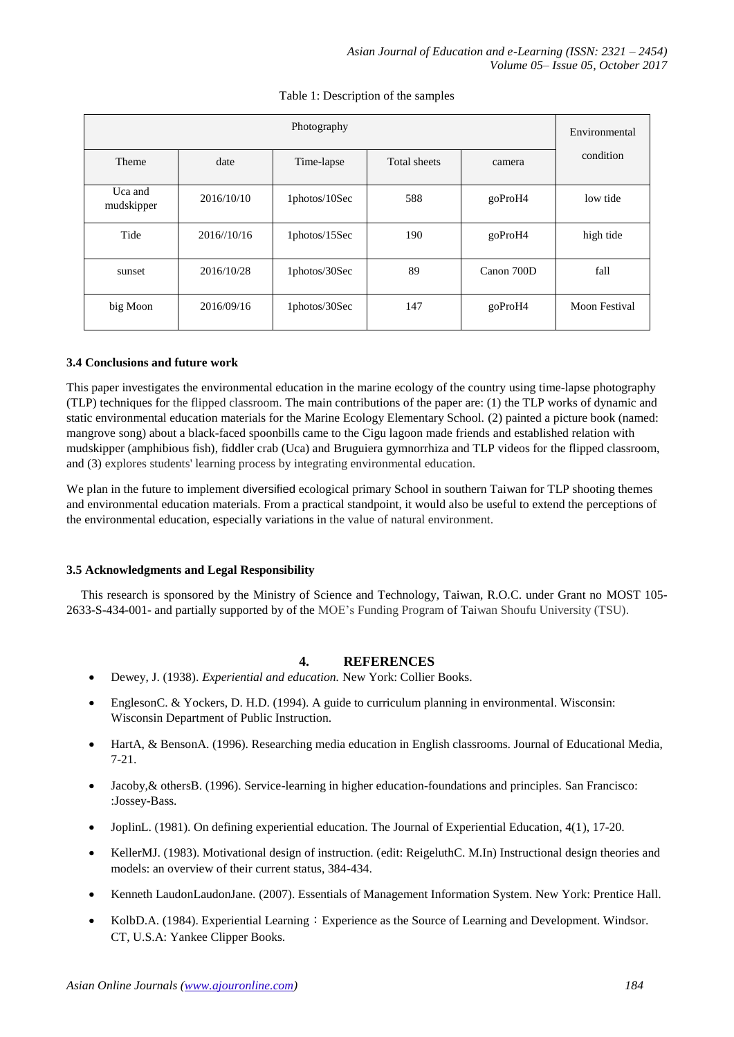Table 1: Description of the samples

| Photography | | | | | Environmental condition |
|---|---|---|---|---|---|
| Theme | date | Time-lapse | Total sheets | camera | |
| Uca and mudskipper | 2016/10/10 | 1photos/10Sec | 588 | goProH4 | low tide |
| Tide | 2016//10/16 | 1photos/15Sec | 190 | goProH4 | high tide |
| sunset | 2016/10/28 | 1photos/30Sec | 89 | Canon 700D | fall |
| big Moon | 2016/09/16 | 1photos/30Sec | 147 | goProH4 | Moon Festival |

### 3.4 Conclusions and future work

This paper investigates the environmental education in the marine ecology of the country using time-lapse photography (TLP) techniques for the flipped classroom. The main contributions of the paper are: (1) the TLP works of dynamic and static environmental education materials for the Marine Ecology Elementary School. (2) painted a picture book (named: mangrove song) about a black-faced spoonbills came to the Cigu lagoon made friends and established relation with mudskipper (amphibious fish), fiddler crab (Uca) and Bruguiera gymnorrhiza and TLP videos for the flipped classroom, and (3) explores students' learning process by integrating environmental education.

We plan in the future to implement diversified ecological primary School in southern Taiwan for TLP shooting themes and environmental education materials. From a practical standpoint, it would also be useful to extend the perceptions of the environmental education, especially variations in the value of natural environment.

### 3.5 Acknowledgments and Legal Responsibility

This research is sponsored by the Ministry of Science and Technology, Taiwan, R.O.C. under Grant no MOST 105-2633-S-434-001- and partially supported by of the MOE's Funding Program of Taiwan Shoufu University (TSU).

## 4. REFERENCES

- Dewey, J. (1938). *Experiential and education.* New York: Collier Books.
- EnglesonC. & Yockers, D. H.D. (1994). A guide to curriculum planning in environmental. Wisconsin: Wisconsin Department of Public Instruction.
- HartA, & BensonA. (1996). Researching media education in English classrooms. Journal of Educational Media, 7-21.
- Jacoby,& othersB. (1996). Service-learning in higher education-foundations and principles. San Francisco: :Jossey-Bass.
- JoplinL. (1981). On defining experiential education. The Journal of Experiential Education, 4(1), 17-20.
- KellerMJ. (1983). Motivational design of instruction. (edit: ReigeluthC. M.In) Instructional design theories and models: an overview of their current status, 384-434.
- Kenneth LaudonLaudonJane. (2007). Essentials of Management Information System. New York: Prentice Hall.
- KolbD.A. (1984). Experiential Learning：Experience as the Source of Learning and Development. Windsor. CT, U.S.A: Yankee Clipper Books.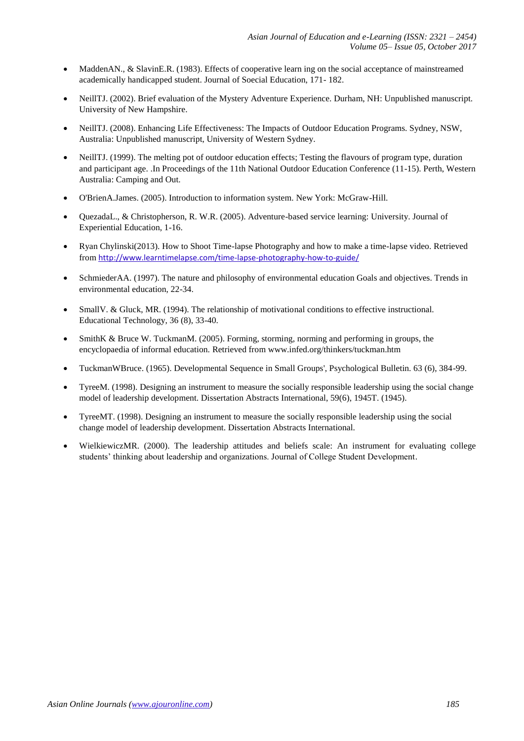- MaddenAN., & SlavinE.R. (1983). Effects of cooperative learn ing on the social acceptance of mainstreamed academically handicapped student. Journal of Soecial Education, 171- 182.
- NeillTJ. (2002). Brief evaluation of the Mystery Adventure Experience. Durham, NH: Unpublished manuscript. University of New Hampshire.
- NeillTJ. (2008). Enhancing Life Effectiveness: The Impacts of Outdoor Education Programs. Sydney, NSW, Australia: Unpublished manuscript, University of Western Sydney.
- NeillTJ. (1999). The melting pot of outdoor education effects; Testing the flavours of program type, duration and participant age. .In Proceedings of the 11th National Outdoor Education Conference (11-15). Perth, Western Australia: Camping and Out.
- O'BrienA.James. (2005). Introduction to information system. New York: McGraw-Hill.
- QuezadaL., & Christopherson, R. W.R. (2005). Adventure-based service learning: University. Journal of Experiential Education, 1-16.
- Ryan Chylinski(2013). How to Shoot Time-lapse Photography and how to make a time-lapse video. Retrieved from http://www.learntimelapse.com/time-lapse-photography-how-to-guide/
- SchmiederAA. (1997). The nature and philosophy of environmental education Goals and objectives. Trends in environmental education, 22-34.
- SmallV. & Gluck, MR. (1994). The relationship of motivational conditions to effective instructional. Educational Technology, 36 (8), 33-40.
- SmithK & Bruce W. TuckmanM. (2005). Forming, storming, norming and performing in groups, the encyclopaedia of informal education. Retrieved from www.infed.org/thinkers/tuckman.htm
- TuckmanWBruce. (1965). Developmental Sequence in Small Groups', Psychological Bulletin. 63 (6), 384-99.
- TyreeM. (1998). Designing an instrument to measure the socially responsible leadership using the social change model of leadership development. Dissertation Abstracts International, 59(6), 1945T. (1945).
- TyreeMT. (1998). Designing an instrument to measure the socially responsible leadership using the social change model of leadership development. Dissertation Abstracts International.
- WielkiewiczMR. (2000). The leadership attitudes and beliefs scale: An instrument for evaluating college students' thinking about leadership and organizations. Journal of College Student Development.